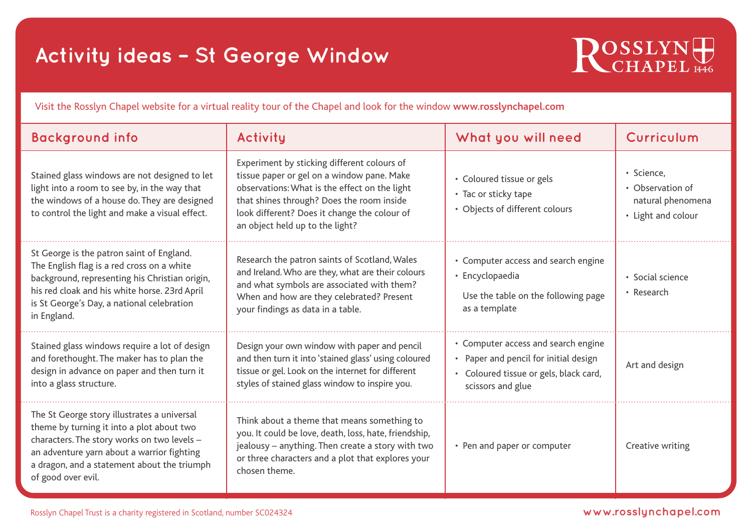# Activity ideas – St George Window

ROSSLYN CHAPEL 1446

Visit the Rosslyn Chapel website for a virtual reality tour of the Chapel and look for the window **www.rosslynchapel.com**

| Background info | Activity | What you will need | Curriculum |
|---|---|---|---|
| Stained glass windows are not designed to let light into a room to see by, in the way that the windows of a house do. They are designed to control the light and make a visual effect. | Experiment by sticking different colours of tissue paper or gel on a window pane. Make observations: What is the effect on the light that shines through? Does the room inside look different? Does it change the colour of an object held up to the light? | • Coloured tissue or gels<br>• Tac or sticky tape<br>• Objects of different colours | • Science,<br>• Observation of natural phenomena<br>• Light and colour |
| St George is the patron saint of England. The English flag is a red cross on a white background, representing his Christian origin, his red cloak and his white horse. 23rd April is St George's Day, a national celebration in England. | Research the patron saints of Scotland, Wales and Ireland. Who are they, what are their colours and what symbols are associated with them? When and how are they celebrated? Present your findings as data in a table. | • Computer access and search engine<br>• Encyclopaedia<br>Use the table on the following page as a template | • Social science<br>• Research |
| Stained glass windows require a lot of design and forethought. The maker has to plan the design in advance on paper and then turn it into a glass structure. | Design your own window with paper and pencil and then turn it into 'stained glass' using coloured tissue or gel. Look on the internet for different styles of stained glass window to inspire you. | • Computer access and search engine<br>• Paper and pencil for initial design<br>• Coloured tissue or gels, black card, scissors and glue | Art and design |
| The St George story illustrates a universal theme by turning it into a plot about two characters. The story works on two levels – an adventure yarn about a warrior fighting a dragon, and a statement about the triumph of good over evil. | Think about a theme that means something to you. It could be love, death, loss, hate, friendship, jealousy – anything. Then create a story with two or three characters and a plot that explores your chosen theme. | • Pen and paper or computer | Creative writing |

Rosslyn Chapel Trust is a charity registered in Scotland, number SC024324

www.rosslynchapel.com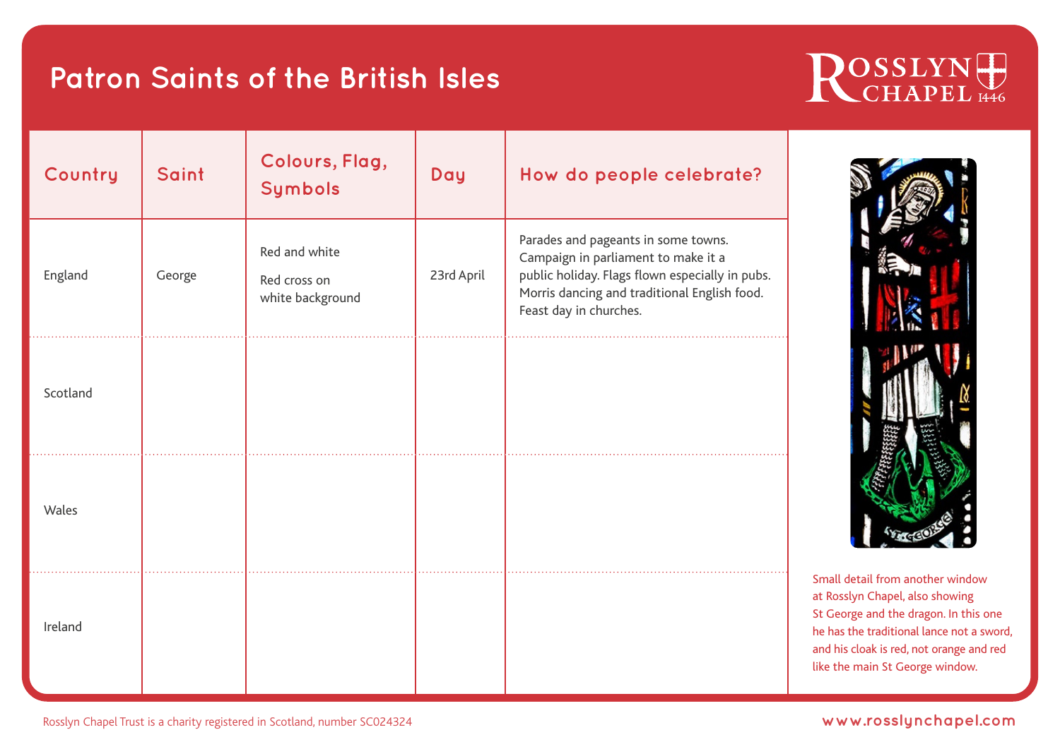# Patron Saints of the British Isles

ROSSLYN CHAPEL 1446

| Country | Saint | Colours, Flag, Symbols | Day | How do people celebrate? |
|---|---|---|---|---|
| England | George | Red and white<br><br>Red cross on white background | 23rd April | Parades and pageants in some towns. Campaign in parliament to make it a public holiday. Flags flown especially in pubs. Morris dancing and traditional English food. Feast day in churches. |
| Scotland | | | | |
| Wales | | | | |
| Ireland | | | | |

Small detail from another window at Rosslyn Chapel, also showing St George and the dragon. In this one he has the traditional lance not a sword, and his cloak is red, not orange and red like the main St George window.

Rosslyn Chapel Trust is a charity registered in Scotland, number SC024324

www.rosslynchapel.com